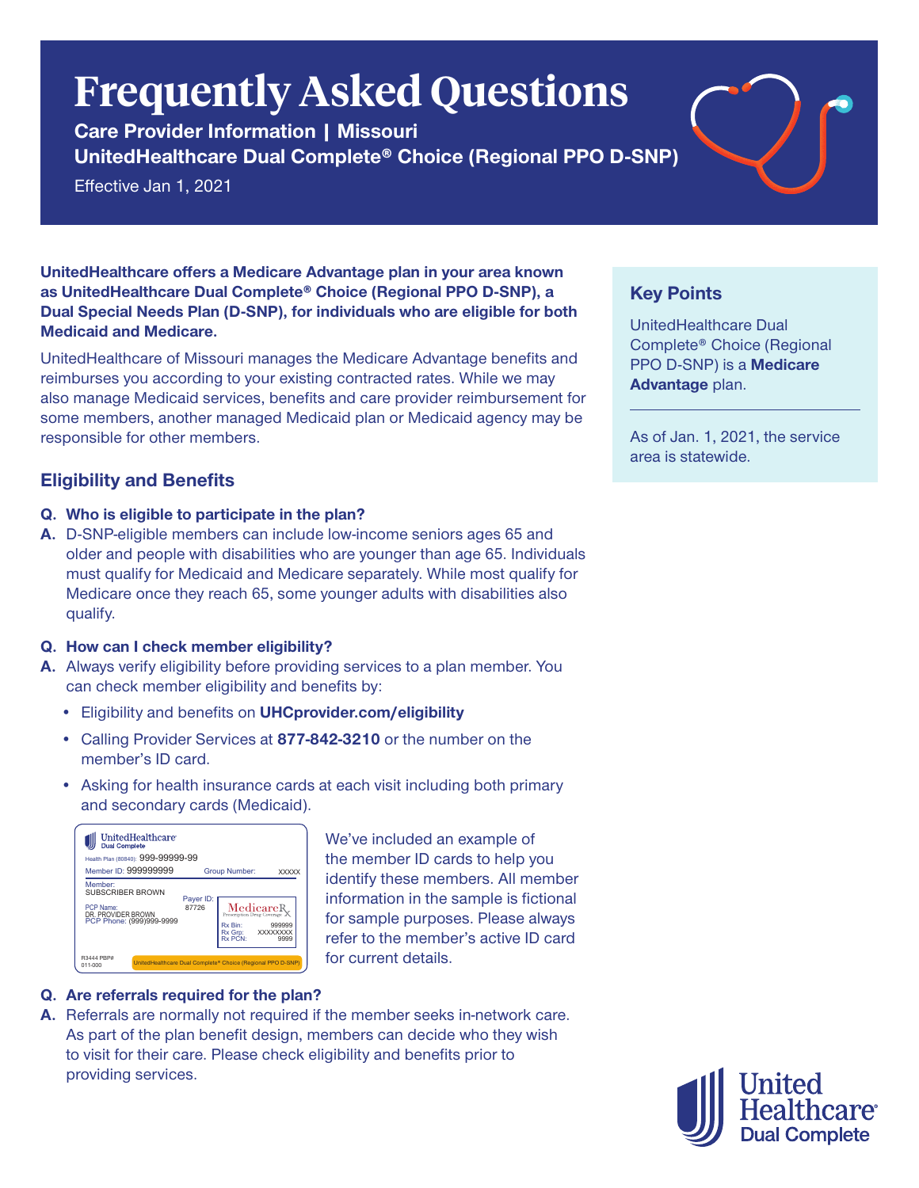# Frequently Asked Questions

**Care Provider Information | Missouri**
**UnitedHealthcare Dual Complete® Choice (Regional PPO D-SNP)**

Effective Jan 1, 2021

**UnitedHealthcare offers a Medicare Advantage plan in your area known as UnitedHealthcare Dual Complete® Choice (Regional PPO D-SNP), a Dual Special Needs Plan (D-SNP), for individuals who are eligible for both Medicaid and Medicare.**

UnitedHealthcare of Missouri manages the Medicare Advantage benefits and reimburses you according to your existing contracted rates. While we may also manage Medicaid services, benefits and care provider reimbursement for some members, another managed Medicaid plan or Medicaid agency may be responsible for other members.

### Key Points

UnitedHealthcare Dual Complete® Choice (Regional PPO D-SNP) is a **Medicare Advantage** plan.

As of Jan. 1, 2021, the service area is statewide.

## Eligibility and Benefits

**Q. Who is eligible to participate in the plan?**

**A.** D-SNP-eligible members can include low-income seniors ages 65 and older and people with disabilities who are younger than age 65. Individuals must qualify for Medicaid and Medicare separately. While most qualify for Medicare once they reach 65, some younger adults with disabilities also qualify.

**Q. How can I check member eligibility?**

**A.** Always verify eligibility before providing services to a plan member. You can check member eligibility and benefits by:

- Eligibility and benefits on **UHCprovider.com/eligibility**
- Calling Provider Services at **877-842-3210** or the number on the member's ID card.
- Asking for health insurance cards at each visit including both primary and secondary cards (Medicaid).

We've included an example of the member ID cards to help you identify these members. All member information in the sample is fictional for sample purposes. Please always refer to the member's active ID card for current details.

**Q. Are referrals required for the plan?**

**A.** Referrals are normally not required if the member seeks in-network care. As part of the plan benefit design, members can decide who they wish to visit for their care. Please check eligibility and benefits prior to providing services.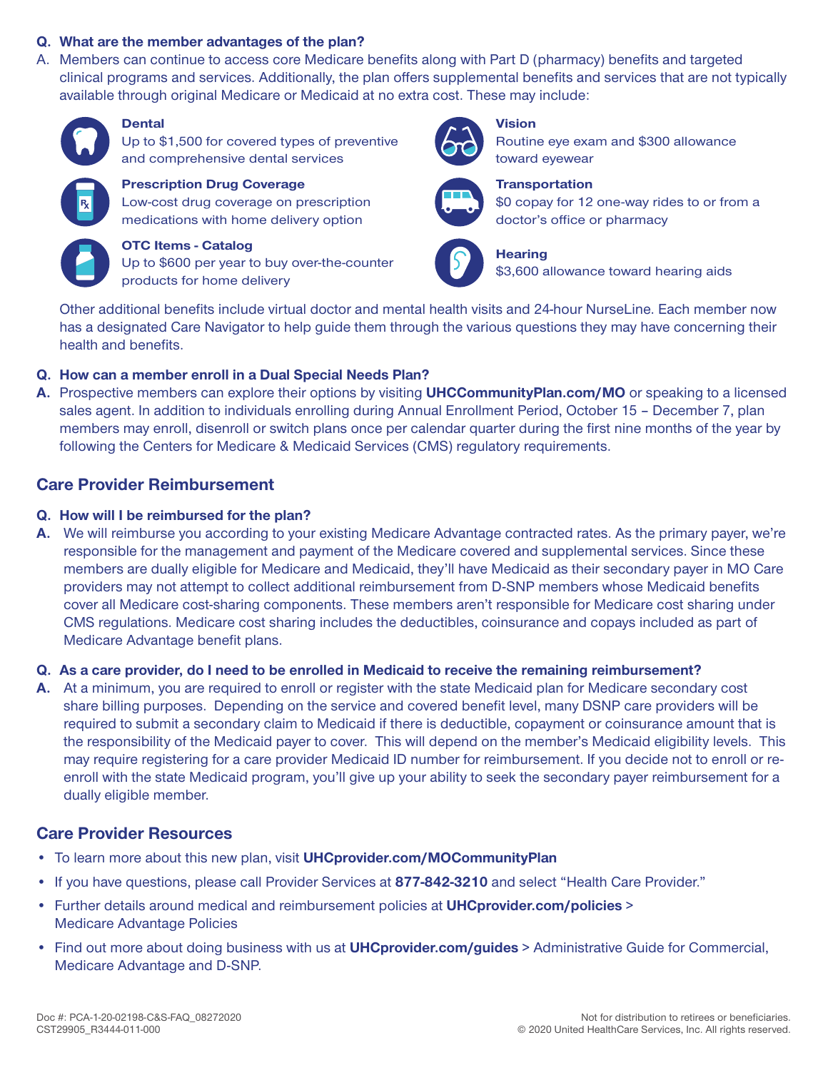**Q. What are the member advantages of the plan?**

A. Members can continue to access core Medicare benefits along with Part D (pharmacy) benefits and targeted clinical programs and services. Additionally, the plan offers supplemental benefits and services that are not typically available through original Medicare or Medicaid at no extra cost. These may include:

**Dental**
Up to $1,500 for covered types of preventive and comprehensive dental services

**Prescription Drug Coverage**
Low-cost drug coverage on prescription medications with home delivery option

**OTC Items - Catalog**
Up to $600 per year to buy over-the-counter products for home delivery

**Vision**
Routine eye exam and $300 allowance toward eyewear

**Transportation**
$0 copay for 12 one-way rides to or from a doctor's office or pharmacy

**Hearing**
$3,600 allowance toward hearing aids

Other additional benefits include virtual doctor and mental health visits and 24-hour NurseLine. Each member now has a designated Care Navigator to help guide them through the various questions they may have concerning their health and benefits.

**Q. How can a member enroll in a Dual Special Needs Plan?**

**A.** Prospective members can explore their options by visiting **UHCCommunityPlan.com/MO** or speaking to a licensed sales agent. In addition to individuals enrolling during Annual Enrollment Period, October 15 – December 7, plan members may enroll, disenroll or switch plans once per calendar quarter during the first nine months of the year by following the Centers for Medicare & Medicaid Services (CMS) regulatory requirements.

## Care Provider Reimbursement

**Q. How will I be reimbursed for the plan?**

**A.** We will reimburse you according to your existing Medicare Advantage contracted rates. As the primary payer, we're responsible for the management and payment of the Medicare covered and supplemental services. Since these members are dually eligible for Medicare and Medicaid, they'll have Medicaid as their secondary payer in MO Care providers may not attempt to collect additional reimbursement from D-SNP members whose Medicaid benefits cover all Medicare cost-sharing components. These members aren't responsible for Medicare cost sharing under CMS regulations. Medicare cost sharing includes the deductibles, coinsurance and copays included as part of Medicare Advantage benefit plans.

**Q. As a care provider, do I need to be enrolled in Medicaid to receive the remaining reimbursement?**

**A.** At a minimum, you are required to enroll or register with the state Medicaid plan for Medicare secondary cost share billing purposes. Depending on the service and covered benefit level, many DSNP care providers will be required to submit a secondary claim to Medicaid if there is deductible, copayment or coinsurance amount that is the responsibility of the Medicaid payer to cover. This will depend on the member's Medicaid eligibility levels. This may require registering for a care provider Medicaid ID number for reimbursement. If you decide not to enroll or re-enroll with the state Medicaid program, you'll give up your ability to seek the secondary payer reimbursement for a dually eligible member.

## Care Provider Resources

- To learn more about this new plan, visit **UHCprovider.com/MOCommunityPlan**
- If you have questions, please call Provider Services at **877-842-3210** and select "Health Care Provider."
- Further details around medical and reimbursement policies at **UHCprovider.com/policies** > Medicare Advantage Policies
- Find out more about doing business with us at **UHCprovider.com/guides** > Administrative Guide for Commercial, Medicare Advantage and D-SNP.

Doc #: PCA-1-20-02198-C&S-FAQ_08272020
CST29905_R3444-011-000

Not for distribution to retirees or beneficiaries.
© 2020 United HealthCare Services, Inc. All rights reserved.